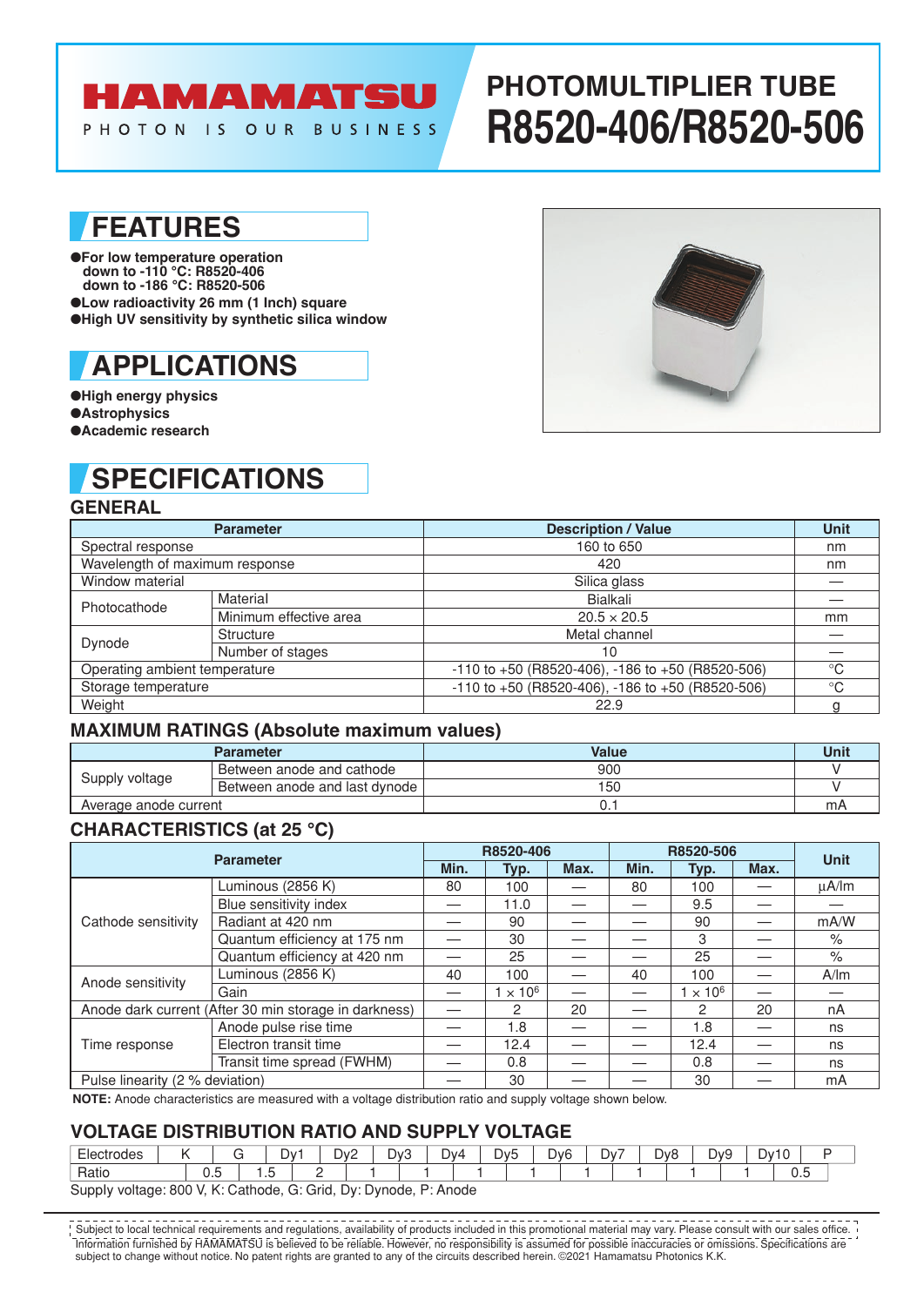# HAMAMATSU

PHOTON IS OUR BUSINESS

# PHOTOMULTIPLIER TUBE R8520-406/R8520-506

## FEATURES

- **For low temperature operation down to -110 °C: R8520-406 down to -186 °C: R8520-506**
- **Low radioactivity 26 mm (1 Inch) square**
- **High UV sensitivity by synthetic silica window**

## APPLICATIONS

- **High energy physics**
- **Astrophysics**
- **Academic research**

## SPECIFICATIONS

### GENERAL

| Parameter | | Description / Value | Unit |
|---|---|---|---|
| Spectral response | | 160 to 650 | nm |
| Wavelength of maximum response | | 420 | nm |
| Window material | | Silica glass | — |
| Photocathode | Material | Bialkali | — |
| | Minimum effective area | 20.5 × 20.5 | mm |
| Dynode | Structure | Metal channel | — |
| | Number of stages | 10 | — |
| Operating ambient temperature | | -110 to +50 (R8520-406), -186 to +50 (R8520-506) | °C |
| Storage temperature | | -110 to +50 (R8520-406), -186 to +50 (R8520-506) | °C |
| Weight | | 22.9 | g |

### MAXIMUM RATINGS (Absolute maximum values)

| Parameter | | Value | Unit |
|---|---|---|---|
| Supply voltage | Between anode and cathode | 900 | V |
| | Between anode and last dynode | 150 | V |
| Average anode current | | 0.1 | mA |

### CHARACTERISTICS (at 25 °C)

| Parameter | | R8520-406 | | | R8520-506 | | | Unit |
|---|---|---|---|---|---|---|---|---|
| | | Min. | Typ. | Max. | Min. | Typ. | Max. | |
| Cathode sensitivity | Luminous (2856 K) | 80 | 100 | — | 80 | 100 | — | µA/lm |
| | Blue sensitivity index | — | 11.0 | — | — | 9.5 | — | — |
| | Radiant at 420 nm | — | 90 | — | — | 90 | — | mA/W |
| | Quantum efficiency at 175 nm | — | 30 | — | — | 3 | — | % |
| | Quantum efficiency at 420 nm | — | 25 | — | — | 25 | — | % |
| Anode sensitivity | Luminous (2856 K) | 40 | 100 | — | 40 | 100 | — | A/lm |
| | Gain | — | $1 \times 10^6$ | — | — | $1 \times 10^6$ | — | — |
| Anode dark current (After 30 min storage in darkness) | | — | 2 | 20 | — | 2 | 20 | nA |
| Time response | Anode pulse rise time | — | 1.8 | — | — | 1.8 | — | ns |
| | Electron transit time | — | 12.4 | — | — | 12.4 | — | ns |
| | Transit time spread (FWHM) | — | 0.8 | — | — | 0.8 | — | ns |
| Pulse linearity (2 % deviation) | | — | 30 | — | — | 30 | — | mA |

**NOTE:** Anode characteristics are measured with a voltage distribution ratio and supply voltage shown below.

### VOLTAGE DISTRIBUTION RATIO AND SUPPLY VOLTAGE

| Electrodes | K–G | G–Dy1 | Dy1–Dy2 | Dy2–Dy3 | Dy3–Dy4 | Dy4–Dy5 | Dy5–Dy6 | Dy6–Dy7 | Dy7–Dy8 | Dy8–Dy9 | Dy9–Dy10 | Dy10–P |
|---|---|---|---|---|---|---|---|---|---|---|---|---|
| Ratio | 0.5 | 1.5 | 2 | 1 | 1 | 1 | 1 | 1 | 1 | 1 | 1 | 0.5 |

Supply voltage: 800 V, K: Cathode, G: Grid, Dy: Dynode, P: Anode

Subject to local technical requirements and regulations, availability of products included in this promotional material may vary. Please consult with our sales office. Information furnished by HAMAMATSU is believed to be reliable. However, no responsibility is assumed for possible inaccuracies or omissions. Specifications are subject to change without notice. No patent rights are granted to any of the circuits described herein. ©2021 Hamamatsu Photonics K.K.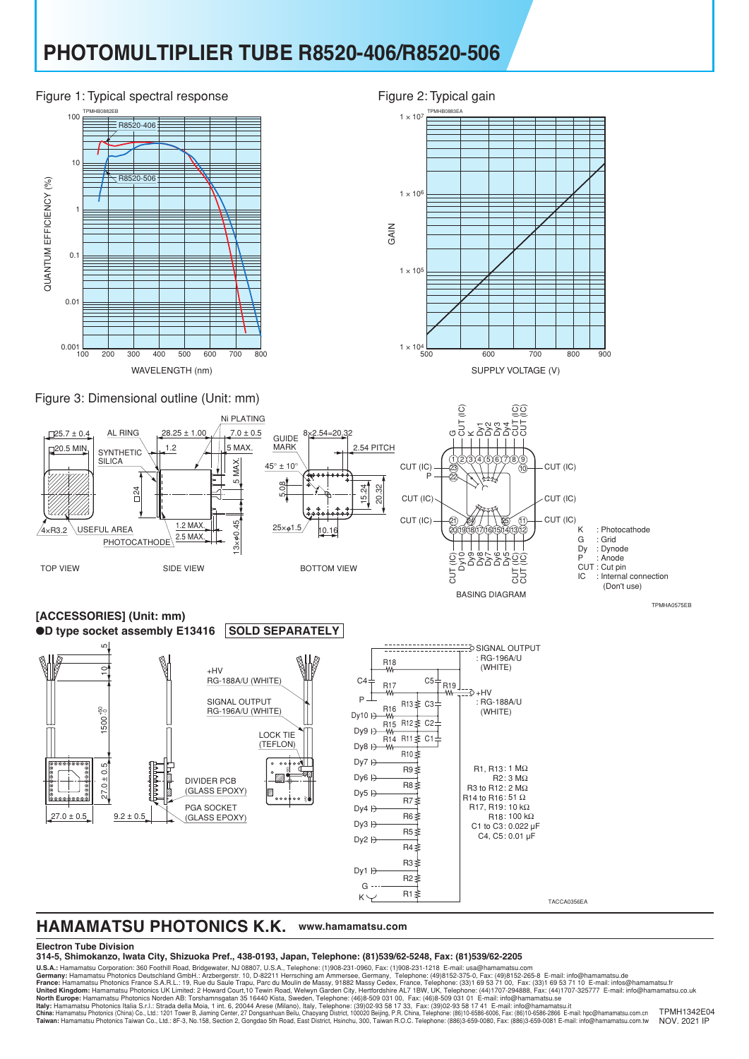# PHOTOMULTIPLIER TUBE R8520-406/R8520-506

Figure 1: Typical spectral response

TPMHB0882EB

QUANTUM EFFICIENCY (%)

100, 10, 1, 0.1, 0.01, 0.001

R8520-406

R8520-506

WAVELENGTH (nm)

100, 200, 300, 400, 500, 600, 700, 800

Figure 2: Typical gain

TPMHB0883EA

GAIN

$1 \times 10^7$, $1 \times 10^6$, $1 \times 10^5$, $1 \times 10^4$

SUPPLY VOLTAGE (V)

500, 600, 700, 800, 900

Figure 3: Dimensional outline (Unit: mm)

□25.7 ± 0.4, □20.5 MIN., AL RING, SYNTHETIC SILICA, 4×R3.2, USEFUL AREA, PHOTOCATHODE, □24

TOP VIEW

Ni PLATING, 28.25 ± 1.00, 1.2, 7.0 ± 0.5, 5 MAX., 5 MAX., 1.2 MAX., 2.5 MAX., 13×φ0.45

SIDE VIEW

GUIDE MARK, 8×2.54=20.32, 2.54 PITCH, 45° ± 10°, 5.08, 15.24, 20.32, 25×φ1.5, 10.16

BOTTOM VIEW

G, CUT (IC), K, Dy1, Dy2, Dy3, Dy4, CUT (IC), CUT (IC), CUT (IC), P, CUT (IC), CUT (IC), CUT (IC), CUT (IC), CUT (IC), Dy10, Dy9, Dy8, Dy7, Dy6, Dy5, CUT (IC), CUT (IC)

BASING DIAGRAM

K : Photocathode
G : Grid
Dy : Dynode
P : Anode
CUT : Cut pin
IC : Internal connection (Don't use)

TPMHA0575EB

**[ACCESSORIES] (Unit: mm)**

**●D type socket assembly E13416** **SOLD SEPARATELY**

5, 10, 1500 $^{+50}_{-0}$, 27.0 ± 0.5, 27.0 ± 0.5, 9.2 ± 0.5

+HV RG-188A/U (WHITE)

SIGNAL OUTPUT RG-196A/U (WHITE)

LOCK TIE (TEFLON)

DIVIDER PCB (GLASS EPOXY)

PGA SOCKET (GLASS EPOXY)

SIGNAL OUTPUT : RG-196A/U (WHITE)

+HV : RG-188A/U (WHITE)

R1, R13 : 1 MΩ
R2 : 3 MΩ
R3 to R12 : 2 MΩ
R14 to R16 : 51 Ω
R17, R19 : 10 kΩ
R18 : 100 kΩ
C1 to C3 : 0.022 μF
C4, C5 : 0.01 μF

TACCA0356EA

## HAMAMATSU PHOTONICS K.K. www.hamamatsu.com

**Electron Tube Division**

**314-5, Shimokanzo, Iwata City, Shizuoka Pref., 438-0193, Japan, Telephone: (81)539/62-5248, Fax: (81)539/62-2205**

**U.S.A.:** Hamamatsu Corporation: 360 Foothill Road, Bridgewater, NJ 08807, U.S.A., Telephone: (1)908-231-0960, Fax: (1)908-231-1218 E-mail: usa@hamamatsu.com
**Germany:** Hamamatsu Photonics Deutschland GmbH.: Arzbergerstr. 10, D-82211 Herrsching am Ammersee, Germany, Telephone: (49)8152-375-0, Fax: (49)8152-265-8 E-mail: info@hamamatsu.de
**France:** Hamamatsu Photonics France S.A.R.L.: 19, Rue du Saule Trapu, Parc du Moulin de Massy, 91882 Massy Cedex, France, Telephone: (33)1 69 53 71 00, Fax: (33)1 69 53 71 10 E-mail: infos@hamamatsu.fr
**United Kingdom:** Hamamatsu Photonics UK Limited: 2 Howard Court,10 Tewin Road, Welwyn Garden City, Hertfordshire AL7 1BW, UK, Telephone: (44)1707-294888, Fax: (44)1707-325777 E-mail: info@hamamatsu.co.uk
**North Europe:** Hamamatsu Photonics Norden AB: Torshamnsgatan 35 16440 Kista, Sweden, Telephone: (46)8-509 031 00, Fax: (46)8-509 031 01 E-mail: info@hamamatsu.se
**Italy:** Hamamatsu Photonics Italia S.r.l.: Strada della Moia, 1 int. 6, 20044 Arese (Milano), Italy, Telephone: (39)02-93 58 17 33, Fax: (39)02-93 58 17 41 E-mail: info@hamamatsu.it
**China:** Hamamatsu Photonics (China) Co., Ltd.: 1201 Tower B, Jiaming Center, 27 Dongsanhuan Beilu, Chaoyang District, 100020 Beijing, P.R. China, Telephone: (86)10-6586-6006, Fax: (86)10-6586-2866 E-mail: hpc@hamamatsu.com.cn
**Taiwan:** Hamamatsu Photonics Taiwan Co., Ltd.: 8F-3, No.158, Section 2, Gongdao 5th Road, East District, Hsinchu, 300, Taiwan R.O.C. Telephone: (886)3-659-0080, Fax: (886)3-659-0081 E-mail: info@hamamatsu.com.tw

TPMH1342E04
NOV. 2021 IP